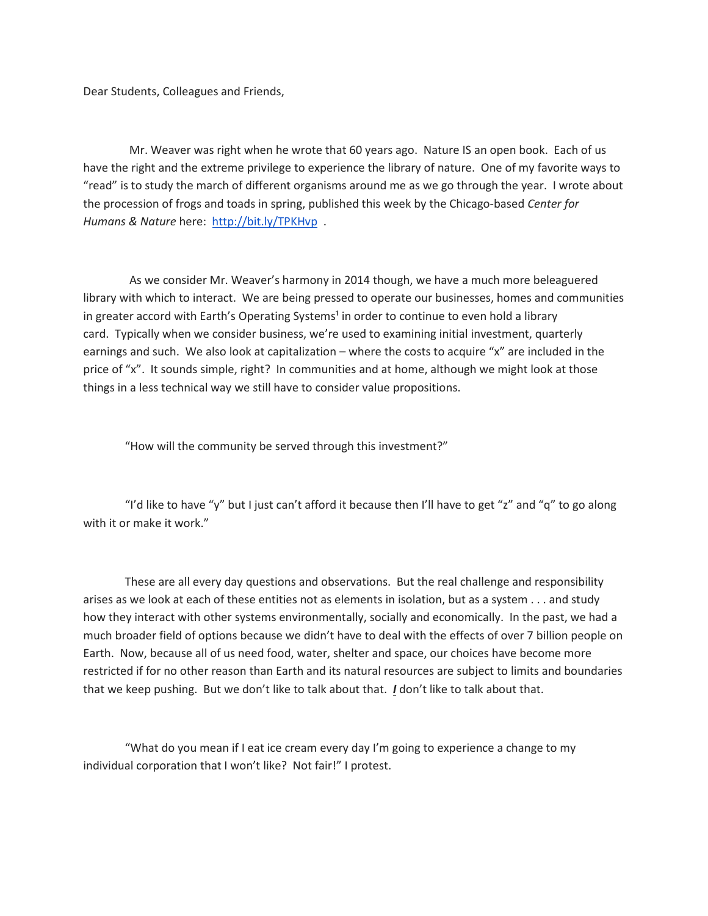Dear Students, Colleagues and Friends,

Mr. Weaver was right when he wrote that 60 years ago. Nature IS an open book. Each of us have the right and the extreme privilege to experience the library of nature. One of my favorite ways to "read" is to study the march of different organisms around me as we go through the year. I wrote about the procession of frogs and toads in spring, published this week by the Chicago-based *Center for Humans & Nature* here: http://bit.ly/TPKHvp .

As we consider Mr. Weaver's harmony in 2014 though, we have a much more beleaguered library with which to interact. We are being pressed to operate our businesses, homes and communities in greater accord with Earth's Operating Systems[1] in order to continue to even hold a library card. Typically when we consider business, we're used to examining initial investment, quarterly earnings and such. We also look at capitalization – where the costs to acquire "x" are included in the price of "x". It sounds simple, right? In communities and at home, although we might look at those things in a less technical way we still have to consider value propositions.

"How will the community be served through this investment?"

"I'd like to have "y" but I just can't afford it because then I'll have to get "z" and "q" to go along with it or make it work."

These are all every day questions and observations. But the real challenge and responsibility arises as we look at each of these entities not as elements in isolation, but as a system . . . and study how they interact with other systems environmentally, socially and economically. In the past, we had a much broader field of options because we didn't have to deal with the effects of over 7 billion people on Earth. Now, because all of us need food, water, shelter and space, our choices have become more restricted if for no other reason than Earth and its natural resources are subject to limits and boundaries that we keep pushing. But we don't like to talk about that. ***I*** don't like to talk about that.

"What do you mean if I eat ice cream every day I'm going to experience a change to my individual corporation that I won't like? Not fair!" I protest.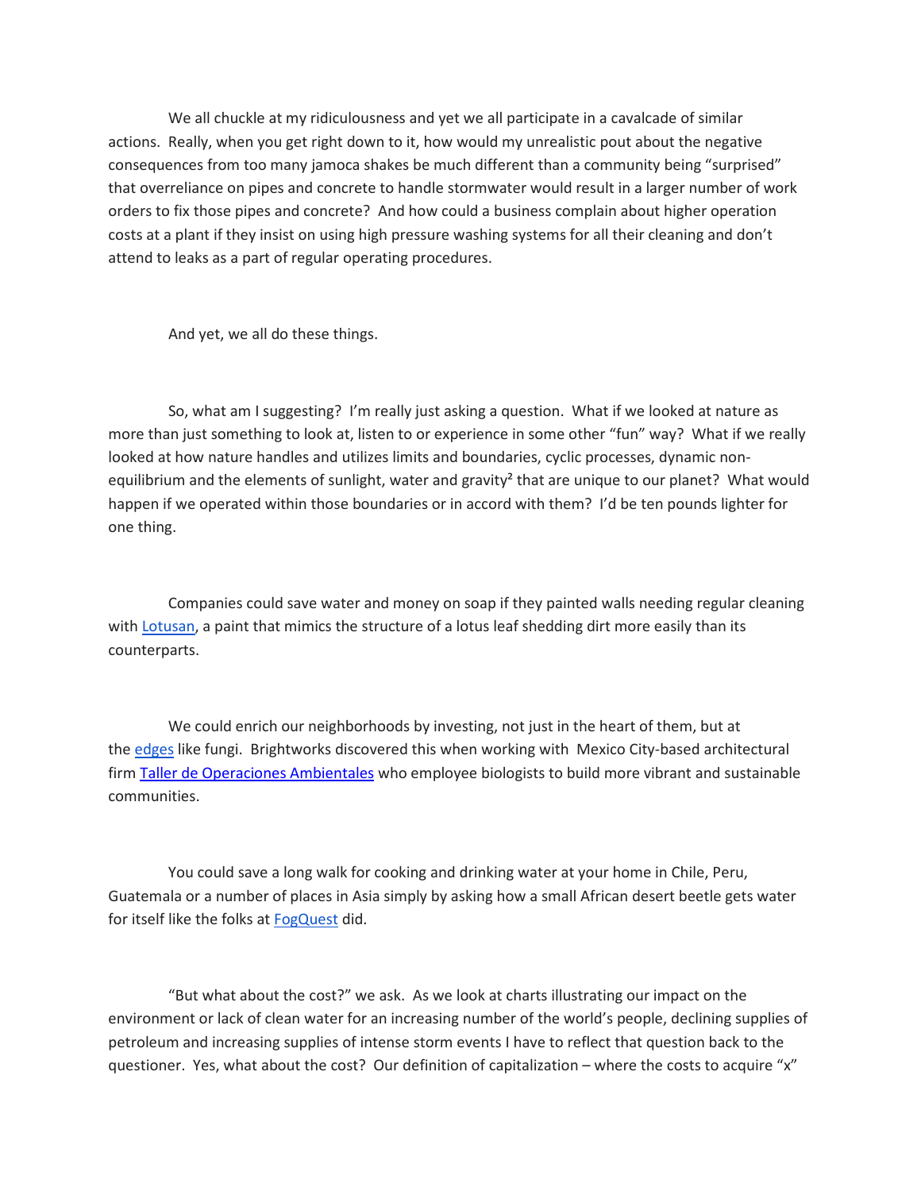We all chuckle at my ridiculousness and yet we all participate in a cavalcade of similar actions. Really, when you get right down to it, how would my unrealistic pout about the negative consequences from too many jamoca shakes be much different than a community being "surprised" that overreliance on pipes and concrete to handle stormwater would result in a larger number of work orders to fix those pipes and concrete? And how could a business complain about higher operation costs at a plant if they insist on using high pressure washing systems for all their cleaning and don't attend to leaks as a part of regular operating procedures.

And yet, we all do these things.

So, what am I suggesting? I'm really just asking a question. What if we looked at nature as more than just something to look at, listen to or experience in some other "fun" way? What if we really looked at how nature handles and utilizes limits and boundaries, cyclic processes, dynamic non-equilibrium and the elements of sunlight, water and gravity[2] that are unique to our planet? What would happen if we operated within those boundaries or in accord with them? I'd be ten pounds lighter for one thing.

Companies could save water and money on soap if they painted walls needing regular cleaning with Lotusan, a paint that mimics the structure of a lotus leaf shedding dirt more easily than its counterparts.

We could enrich our neighborhoods by investing, not just in the heart of them, but at the edges like fungi. Brightworks discovered this when working with Mexico City-based architectural firm Taller de Operaciones Ambientales who employee biologists to build more vibrant and sustainable communities.

You could save a long walk for cooking and drinking water at your home in Chile, Peru, Guatemala or a number of places in Asia simply by asking how a small African desert beetle gets water for itself like the folks at FogQuest did.

"But what about the cost?" we ask. As we look at charts illustrating our impact on the environment or lack of clean water for an increasing number of the world's people, declining supplies of petroleum and increasing supplies of intense storm events I have to reflect that question back to the questioner. Yes, what about the cost? Our definition of capitalization – where the costs to acquire "x"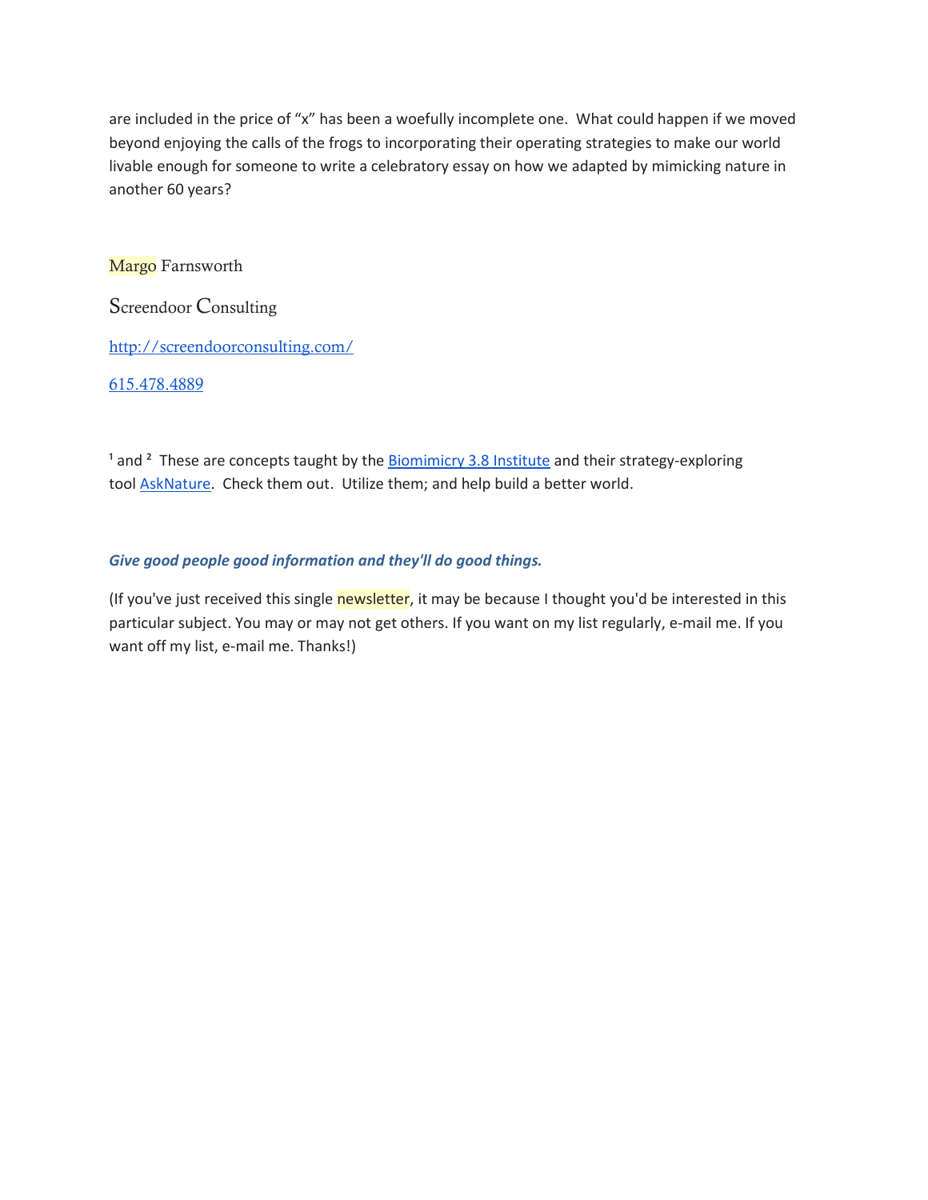are included in the price of "x" has been a woefully incomplete one. What could happen if we moved beyond enjoying the calls of the frogs to incorporating their operating strategies to make our world livable enough for someone to write a celebratory essay on how we adapted by mimicking nature in another 60 years?

Margo Farnsworth

Screendoor Consulting

http://screendoorconsulting.com/

615.478.4889

[1] and [2] These are concepts taught by the Biomimicry 3.8 Institute and their strategy-exploring tool AskNature. Check them out. Utilize them; and help build a better world.

***Give good people good information and they'll do good things.***

(If you've just received this single newsletter, it may be because I thought you'd be interested in this particular subject. You may or may not get others. If you want on my list regularly, e-mail me. If you want off my list, e-mail me. Thanks!)